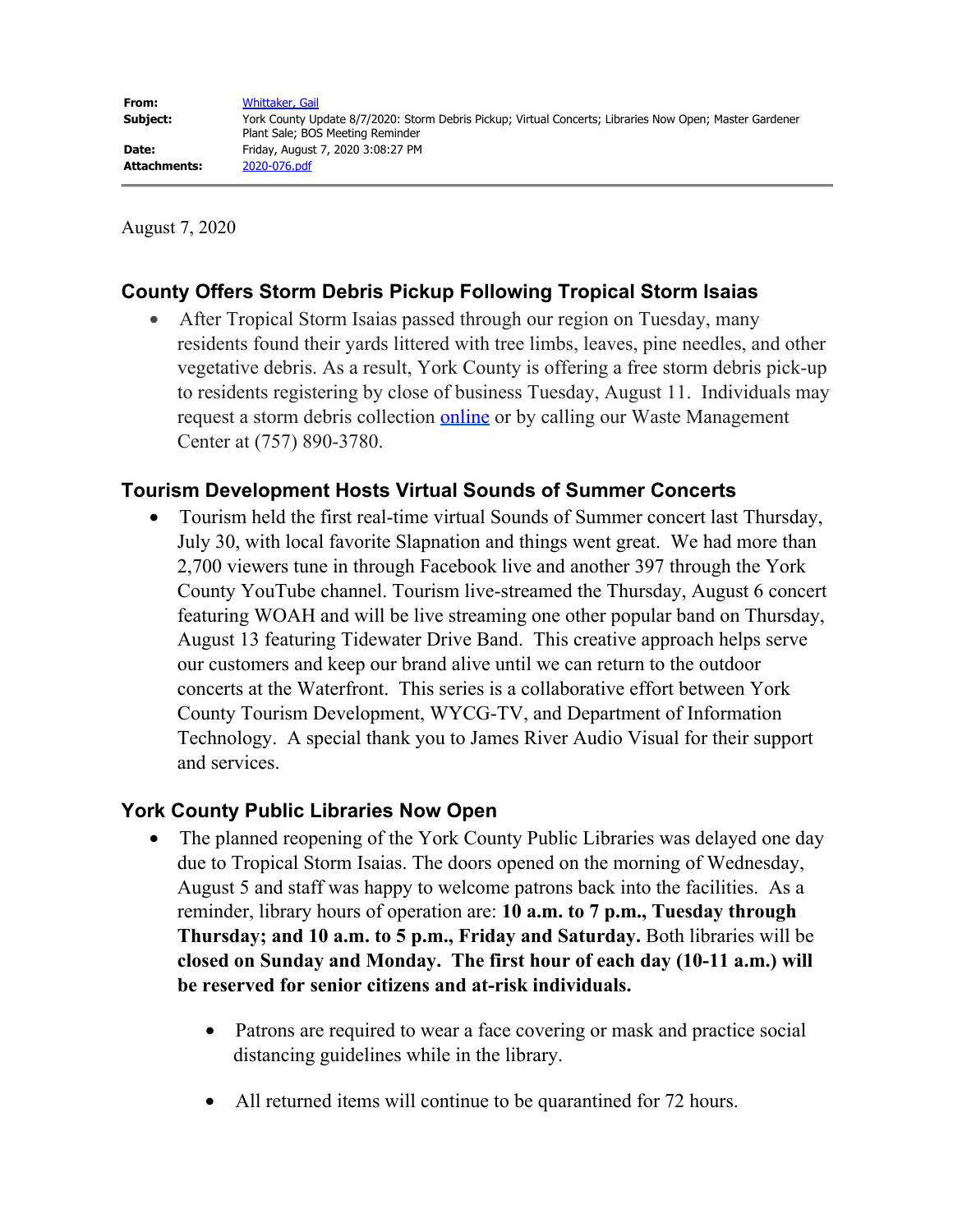| | |
|---|---|
| **From:** | Whittaker, Gail |
| **Subject:** | York County Update 8/7/2020: Storm Debris Pickup; Virtual Concerts; Libraries Now Open; Master Gardener Plant Sale; BOS Meeting Reminder |
| **Date:** | Friday, August 7, 2020 3:08:27 PM |
| **Attachments:** | 2020-076.pdf |

August 7, 2020

## County Offers Storm Debris Pickup Following Tropical Storm Isaias

- After Tropical Storm Isaias passed through our region on Tuesday, many residents found their yards littered with tree limbs, leaves, pine needles, and other vegetative debris. As a result, York County is offering a free storm debris pick-up to residents registering by close of business Tuesday, August 11. Individuals may request a storm debris collection online or by calling our Waste Management Center at (757) 890-3780.

## Tourism Development Hosts Virtual Sounds of Summer Concerts

- Tourism held the first real-time virtual Sounds of Summer concert last Thursday, July 30, with local favorite Slapnation and things went great. We had more than 2,700 viewers tune in through Facebook live and another 397 through the York County YouTube channel. Tourism live-streamed the Thursday, August 6 concert featuring WOAH and will be live streaming one other popular band on Thursday, August 13 featuring Tidewater Drive Band. This creative approach helps serve our customers and keep our brand alive until we can return to the outdoor concerts at the Waterfront. This series is a collaborative effort between York County Tourism Development, WYCG-TV, and Department of Information Technology. A special thank you to James River Audio Visual for their support and services.

## York County Public Libraries Now Open

- The planned reopening of the York County Public Libraries was delayed one day due to Tropical Storm Isaias. The doors opened on the morning of Wednesday, August 5 and staff was happy to welcome patrons back into the facilities. As a reminder, library hours of operation are: **10 a.m. to 7 p.m., Tuesday through Thursday; and 10 a.m. to 5 p.m., Friday and Saturday.** Both libraries will be **closed on Sunday and Monday. The first hour of each day (10-11 a.m.) will be reserved for senior citizens and at-risk individuals.**

  - Patrons are required to wear a face covering or mask and practice social distancing guidelines while in the library.

  - All returned items will continue to be quarantined for 72 hours.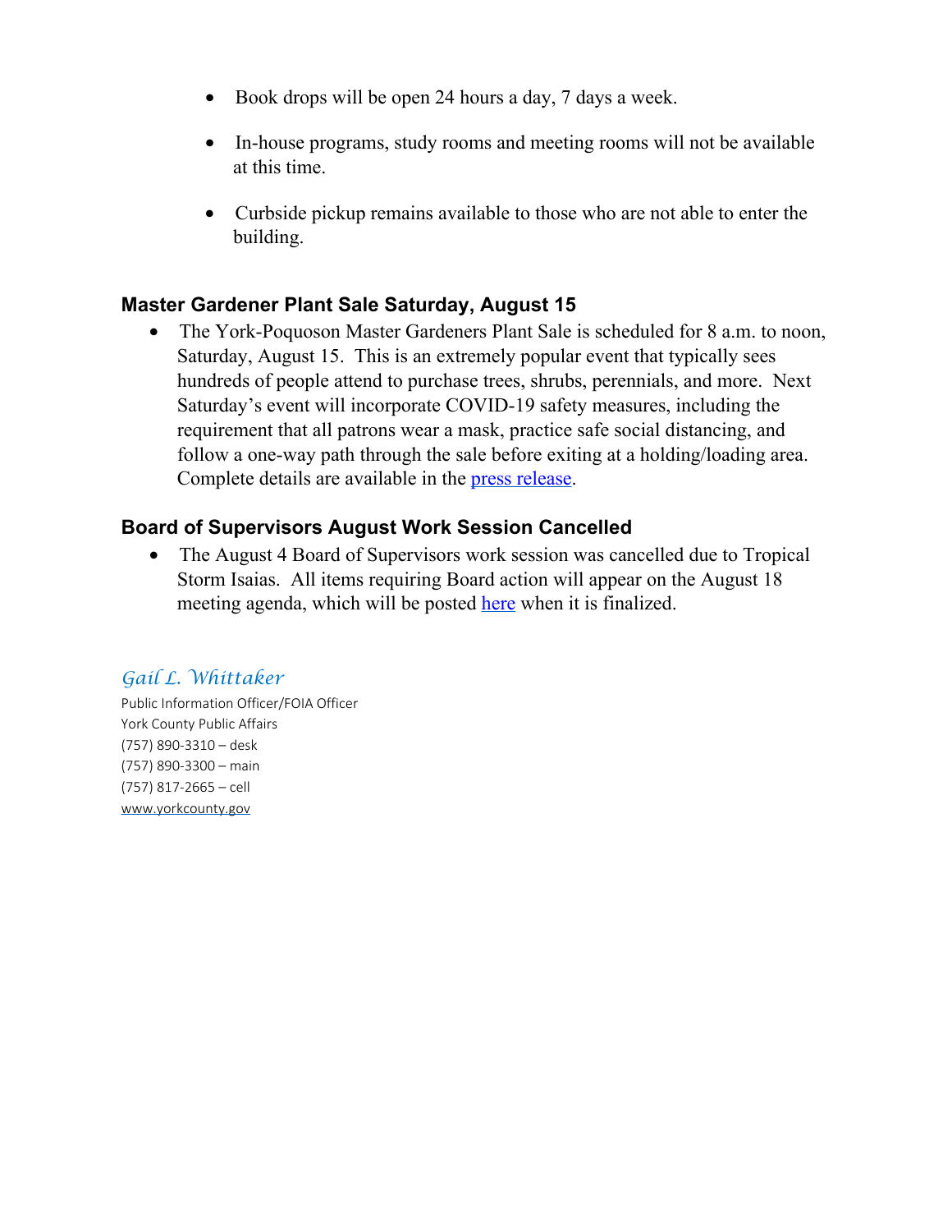- Book drops will be open 24 hours a day, 7 days a week.

- In-house programs, study rooms and meeting rooms will not be available at this time.

- Curbside pickup remains available to those who are not able to enter the building.

### Master Gardener Plant Sale Saturday, August 15

- The York-Poquoson Master Gardeners Plant Sale is scheduled for 8 a.m. to noon, Saturday, August 15. This is an extremely popular event that typically sees hundreds of people attend to purchase trees, shrubs, perennials, and more. Next Saturday's event will incorporate COVID-19 safety measures, including the requirement that all patrons wear a mask, practice safe social distancing, and follow a one-way path through the sale before exiting at a holding/loading area. Complete details are available in the press release.

### Board of Supervisors August Work Session Cancelled

- The August 4 Board of Supervisors work session was cancelled due to Tropical Storm Isaias. All items requiring Board action will appear on the August 18 meeting agenda, which will be posted here when it is finalized.

*Gail L. Whittaker*
Public Information Officer/FOIA Officer
York County Public Affairs
(757) 890-3310 – desk
(757) 890-3300 – main
(757) 817-2665 – cell
www.yorkcounty.gov